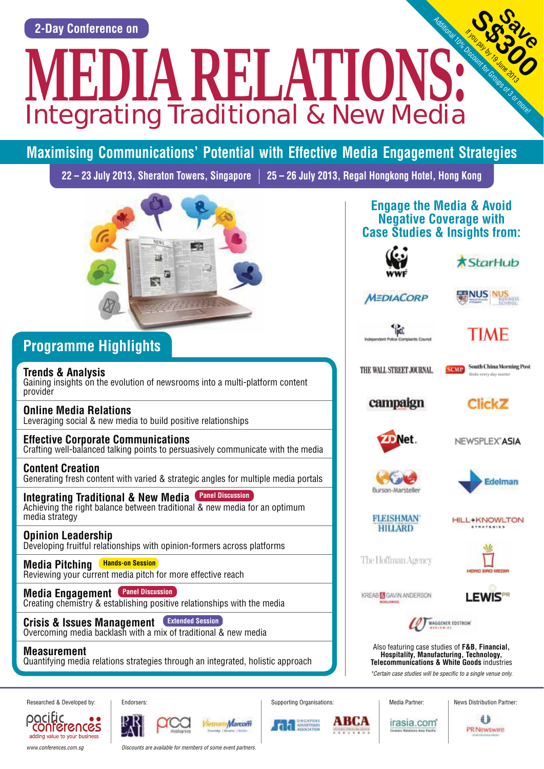2-Day Conference on

# MEDIA RELATIONS: Integrating Traditional & New Media

Save S$300 If you pay by 19 June 2013

Additional 10% Discount for Groups of 3 or more!

## Maximising Communications' Potential with Effective Media Engagement Strategies

22 – 23 July 2013, Sheraton Towers, Singapore | 25 – 26 July 2013, Regal Hongkong Hotel, Hong Kong

## Programme Highlights

**Trends & Analysis**
Gaining insights on the evolution of newsrooms into a multi-platform content provider

**Online Media Relations**
Leveraging social & new media to build positive relationships

**Effective Corporate Communications**
Crafting well-balanced talking points to persuasively communicate with the media

**Content Creation**
Generating fresh content with varied & strategic angles for multiple media portals

**Integrating Traditional & New Media** (Panel Discussion)
Achieving the right balance between traditional & new media for an optimum media strategy

**Opinion Leadership**
Developing fruitful relationships with opinion-formers across platforms

**Media Pitching** (Hands-on Session)
Reviewing your current media pitch for more effective reach

**Media Engagement** (Panel Discussion)
Creating chemistry & establishing positive relationships with the media

**Crisis & Issues Management** (Extended Session)
Overcoming media backlash with a mix of traditional & new media

**Measurement**
Quantifying media relations strategies through an integrated, holistic approach

## Engage the Media & Avoid Negative Coverage with Case Studies & Insights from:

- WWF
- StarHub
- MediaCorp
- NUS / NUS Business School
- Independent Police Complaints Council
- TIME
- The Wall Street Journal
- SCMP South China Morning Post
- campaign
- ClickZ
- ZDNet
- Newsplex Asia
- Burson-Marsteller
- Edelman
- Fleishman Hillard
- Hill+Knowlton Strategies
- The Hoffman Agency
- Hong Bao Media
- Kreab Gavin Anderson
- Lewis PR
- Waggener Edstrom

Also featuring case studies of **F&B, Financial, Hospitality, Manufacturing, Technology, Telecommunications & White Goods** industries

*\*Certain case studies will be specific to a single venue only.*

Researched & Developed by: pacific conferences – adding value to your business – www.conferences.com.sg

Endorsers: PRAI, PRCA Malaysia, Vietnam Marcom

Supporting Organisations: Singapore Advertisers Association, ABCA

Media Partner: irasia.com

News Distribution Partner: PR Newswire

*Discounts are available for members of some event partners.*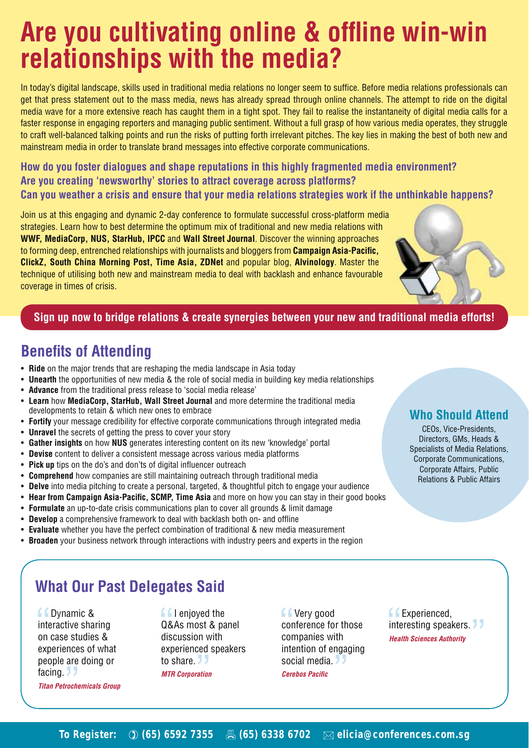# Are you cultivating online & offline win-win relationships with the media?

In today's digital landscape, skills used in traditional media relations no longer seem to suffice. Before media relations professionals can get that press statement out to the mass media, news has already spread through online channels. The attempt to ride on the digital media wave for a more extensive reach has caught them in a tight spot. They fail to realise the instantaneity of digital media calls for a faster response in engaging reporters and managing public sentiment. Without a full grasp of how various media operates, they struggle to craft well-balanced talking points and run the risks of putting forth irrelevant pitches. The key lies in making the best of both new and mainstream media in order to translate brand messages into effective corporate communications.

**How do you foster dialogues and shape reputations in this highly fragmented media environment?**
**Are you creating 'newsworthy' stories to attract coverage across platforms?**
**Can you weather a crisis and ensure that your media relations strategies work if the unthinkable happens?**

Join us at this engaging and dynamic 2-day conference to formulate successful cross-platform media strategies. Learn how to best determine the optimum mix of traditional and new media relations with **WWF, MediaCorp, NUS, StarHub, IPCC** and **Wall Street Journal**. Discover the winning approaches to forming deep, entrenched relationships with journalists and bloggers from **Campaign Asia-Pacific, ClickZ, South China Morning Post, Time Asia, ZDNet** and popular blog, **Alvinology**. Master the technique of utilising both new and mainstream media to deal with backlash and enhance favourable coverage in times of crisis.

**Sign up now to bridge relations & create synergies between your new and traditional media efforts!**

## Benefits of Attending

- **Ride** on the major trends that are reshaping the media landscape in Asia today
- **Unearth** the opportunities of new media & the role of social media in building key media relationships
- **Advance** from the traditional press release to 'social media release'
- **Learn** how **MediaCorp, StarHub, Wall Street Journal** and more determine the traditional media developments to retain & which new ones to embrace
- **Fortify** your message credibility for effective corporate communications through integrated media
- **Unravel** the secrets of getting the press to cover your story
- **Gather insights** on how **NUS** generates interesting content on its new 'knowledge' portal
- **Devise** content to deliver a consistent message across various media platforms
- **Pick up** tips on the do's and don'ts of digital influencer outreach
- **Comprehend** how companies are still maintaining outreach through traditional media
- **Delve** into media pitching to create a personal, targeted, & thoughtful pitch to engage your audience
- **Hear from Campaign Asia-Pacific, SCMP, Time Asia** and more on how you can stay in their good books
- **Formulate** an up-to-date crisis communications plan to cover all grounds & limit damage
- **Develop** a comprehensive framework to deal with backlash both on- and offline
- **Evaluate** whether you have the perfect combination of traditional & new media measurement
- **Broaden** your business network through interactions with industry peers and experts in the region

## Who Should Attend

CEOs, Vice-Presidents, Directors, GMs, Heads & Specialists of Media Relations, Corporate Communications, Corporate Affairs, Public Relations & Public Affairs

## What Our Past Delegates Said

"Dynamic & interactive sharing on case studies & experiences of what people are doing or facing."
*Titan Petrochemicals Group*

"I enjoyed the Q&As most & panel discussion with experienced speakers to share."
*MTR Corporation*

"Very good conference for those companies with intention of engaging social media."
*Cerebos Pacific*

"Experienced, interesting speakers."
*Health Sciences Authority*

**To Register:** (65) 6592 7355 | (65) 6338 6702 | elicia@conferences.com.sg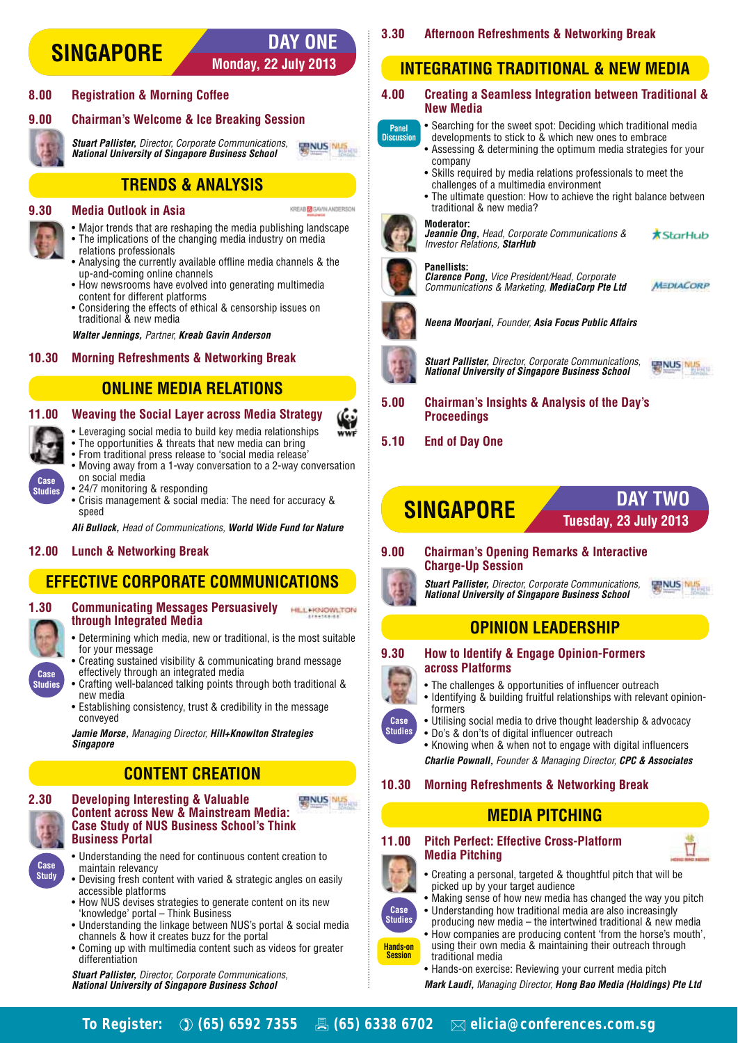# SINGAPORE

## DAY ONE
**Monday, 22 July 2013**

**8.00 Registration & Morning Coffee**

**9.00 Chairman's Welcome & Ice Breaking Session**

***Stuart Pallister,*** *Director, Corporate Communications,* ***National University of Singapore Business School***

## TRENDS & ANALYSIS

**9.30 Media Outlook in Asia**

- Major trends that are reshaping the media publishing landscape
- The implications of the changing media industry on media relations professionals
- Analysing the currently available offline media channels & the up-and-coming online channels
- How newsrooms have evolved into generating multimedia content for different platforms
- Considering the effects of ethical & censorship issues on traditional & new media

***Walter Jennings,*** *Partner,* ***Kreab Gavin Anderson***

**10.30 Morning Refreshments & Networking Break**

## ONLINE MEDIA RELATIONS

**11.00 Weaving the Social Layer across Media Strategy**

Case Studies

- Leveraging social media to build key media relationships
- The opportunities & threats that new media can bring
- From traditional press release to 'social media release'
- Moving away from a 1-way conversation to a 2-way conversation on social media
- 24/7 monitoring & responding
- Crisis management & social media: The need for accuracy & speed

***Ali Bullock,*** *Head of Communications,* ***World Wide Fund for Nature***

**12.00 Lunch & Networking Break**

## EFFECTIVE CORPORATE COMMUNICATIONS

**1.30 Communicating Messages Persuasively through Integrated Media**

Case Studies

- Determining which media, new or traditional, is the most suitable for your message
- Creating sustained visibility & communicating brand message effectively through an integrated media
- Crafting well-balanced talking points through both traditional & new media
- Establishing consistency, trust & credibility in the message conveyed

***Jamie Morse,*** *Managing Director,* ***Hill+Knowlton Strategies Singapore***

## CONTENT CREATION

**2.30 Developing Interesting & Valuable Content across New & Mainstream Media: Case Study of NUS Business School's Think Business Portal**

Case Study

- Understanding the need for continuous content creation to maintain relevancy
- Devising fresh content with varied & strategic angles on easily accessible platforms
- How NUS devises strategies to generate content on its new 'knowledge' portal – Think Business
- Understanding the linkage between NUS's portal & social media channels & how it creates buzz for the portal
- Coming up with multimedia content such as videos for greater differentiation

***Stuart Pallister,*** *Director, Corporate Communications,* ***National University of Singapore Business School***

**3.30 Afternoon Refreshments & Networking Break**

## INTEGRATING TRADITIONAL & NEW MEDIA

**4.00 Creating a Seamless Integration between Traditional & New Media**

Panel Discussion

- Searching for the sweet spot: Deciding which traditional media developments to stick to & which new ones to embrace
- Assessing & determining the optimum media strategies for your company
- Skills required by media relations professionals to meet the challenges of a multimedia environment
- The ultimate question: How to achieve the right balance between traditional & new media?

**Moderator:**
***Jeannie Ong,*** *Head, Corporate Communications & Investor Relations,* ***StarHub***

**Panellists:**
***Clarence Pong,*** *Vice President/Head, Corporate Communications & Marketing,* ***MediaCorp Pte Ltd***

***Neena Moorjani,*** *Founder,* ***Asia Focus Public Affairs***

***Stuart Pallister,*** *Director, Corporate Communications,* ***National University of Singapore Business School***

**5.00 Chairman's Insights & Analysis of the Day's Proceedings**

**5.10 End of Day One**

# SINGAPORE

## DAY TWO
**Tuesday, 23 July 2013**

**9.00 Chairman's Opening Remarks & Interactive Charge-Up Session**

***Stuart Pallister,*** *Director, Corporate Communications,* ***National University of Singapore Business School***

## OPINION LEADERSHIP

**9.30 How to Identify & Engage Opinion-Formers across Platforms**

Case Studies

- The challenges & opportunities of influencer outreach
- Identifying & building fruitful relationships with relevant opinion-formers
- Utilising social media to drive thought leadership & advocacy
- Do's & don'ts of digital influencer outreach
- Knowing when & when not to engage with digital influencers

***Charlie Pownall,*** *Founder & Managing Director,* ***CPC & Associates***

**10.30 Morning Refreshments & Networking Break**

## MEDIA PITCHING

**11.00 Pitch Perfect: Effective Cross-Platform Media Pitching**

Case Studies

Hands-on Session

- Creating a personal, targeted & thoughtful pitch that will be picked up by your target audience
- Making sense of how new media has changed the way you pitch
- Understanding how traditional media are also increasingly producing new media – the intertwined traditional & new media
- How companies are producing content 'from the horse's mouth', using their own media & maintaining their outreach through traditional media
- Hands-on exercise: Reviewing your current media pitch

***Mark Laudi,*** *Managing Director,* ***Hong Bao Media (Holdings) Pte Ltd***

**To Register:** (65) 6592 7355 | (65) 6338 6702 | elicia@conferences.com.sg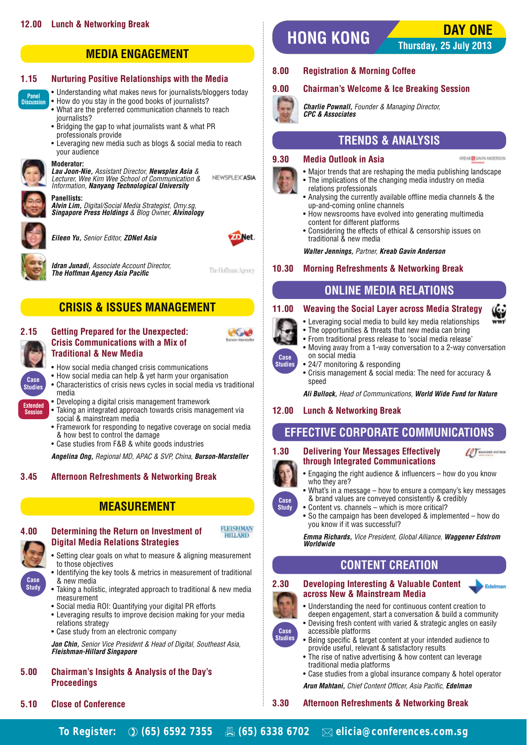# HONG KONG

## DAY ONE
Thursday, 25 July 2013

**8.00 Registration & Morning Coffee**

**9.00 Chairman's Welcome & Ice Breaking Session**

***Charlie Pownall,*** *Founder & Managing Director,* ***CPC & Associates***

## TRENDS & ANALYSIS

**9.30 Media Outlook in Asia**

- Major trends that are reshaping the media publishing landscape
- The implications of the changing media industry on media relations professionals
- Analysing the currently available offline media channels & the up-and-coming online channels
- How newsrooms have evolved into generating multimedia content for different platforms
- Considering the effects of ethical & censorship issues on traditional & new media

***Walter Jennings,*** *Partner,* ***Kreab Gavin Anderson***

**10.30 Morning Refreshments & Networking Break**

## ONLINE MEDIA RELATIONS

**11.00 Weaving the Social Layer across Media Strategy**

Case Studies

- Leveraging social media to build key media relationships
- The opportunities & threats that new media can bring
- From traditional press release to 'social media release'
- Moving away from a 1-way conversation to a 2-way conversation on social media
- 24/7 monitoring & responding
- Crisis management & social media: The need for accuracy & speed

***Ali Bullock,*** *Head of Communications,* ***World Wide Fund for Nature***

**12.00 Lunch & Networking Break**

## EFFECTIVE CORPORATE COMMUNICATIONS

**1.30 Delivering Your Messages Effectively through Integrated Communications**

Case Study

- Engaging the right audience & influencers – how do you know who they are?
- What's in a message – how to ensure a company's key messages & brand values are conveyed consistently & credibly
- Content vs. channels – which is more critical?
- So the campaign has been developed & implemented – how do you know if it was successful?

***Emma Richards,*** *Vice President, Global Alliance,* ***Waggener Edstrom Worldwide***

## CONTENT CREATION

**2.30 Developing Interesting & Valuable Content across New & Mainstream Media**

Case Studies

- Understanding the need for continuous content creation to deepen engagement, start a conversation & build a community
- Devising fresh content with varied & strategic angles on easily accessible platforms
- Being specific & target content at your intended audience to provide useful, relevant & satisfactory results
- The rise of native advertising & how content can leverage traditional media platforms
- Case studies from a global insurance company & hotel operator

***Arun Mahtani,*** *Chief Content Officer, Asia Pacific,* ***Edelman***

**3.30 Afternoon Refreshments & Networking Break**

---

**12.00 Lunch & Networking Break**

## MEDIA ENGAGEMENT

**1.15 Nurturing Positive Relationships with the Media**

Panel Discussion

- Understanding what makes news for journalists/bloggers today
- How do you stay in the good books of journalists?
- What are the preferred communication channels to reach journalists?
- Bridging the gap to what journalists want & what PR professionals provide
- Leveraging new media such as blogs & social media to reach your audience

**Moderator:**
***Lau Joon-Nie,*** *Assistant Director,* ***Newsplex Asia*** *& Lecturer, Wee Kim Wee School of Communication & Information,* ***Nanyang Technological University***

**Panellists:**
***Alvin Lim,*** *Digital/Social Media Strategist, Omy.sg,* ***Singapore Press Holdings*** *& Blog Owner,* ***Alvinology***

***Eileen Yu,*** *Senior Editor,* ***ZDNet Asia***

***Idran Junadi,*** *Associate Account Director,* ***The Hoffman Agency Asia Pacific***

## CRISIS & ISSUES MANAGEMENT

**2.15 Getting Prepared for the Unexpected: Crisis Communications with a Mix of Traditional & New Media**

Case Studies | Extended Session

- How social media changed crisis communications
- How social media can help & yet harm your organisation
- Characteristics of crisis news cycles in social media vs traditional media
- Developing a digital crisis management framework
- Taking an integrated approach towards crisis management via social & mainstream media
- Framework for responding to negative coverage on social media & how best to control the damage
- Case studies from F&B & white goods industries

***Angelina Ong,*** *Regional MD, APAC & SVP, China,* ***Burson-Marsteller***

**3.45 Afternoon Refreshments & Networking Break**

## MEASUREMENT

**4.00 Determining the Return on Investment of Digital Media Relations Strategies**

Case Study

- Setting clear goals on what to measure & aligning measurement to those objectives
- Identifying the key tools & metrics in measurement of traditional & new media
- Taking a holistic, integrated approach to traditional & new media measurement
- Social media ROI: Quantifying your digital PR efforts
- Leveraging results to improve decision making for your media relations strategy
- Case study from an electronic company

***Jon Chin,*** *Senior Vice President & Head of Digital, Southeast Asia,* ***Fleishman-Hillard Singapore***

**5.00 Chairman's Insights & Analysis of the Day's Proceedings**

**5.10 Close of Conference**

---

**To Register:** (65) 6592 7355 | (65) 6338 6702 | elicia@conferences.com.sg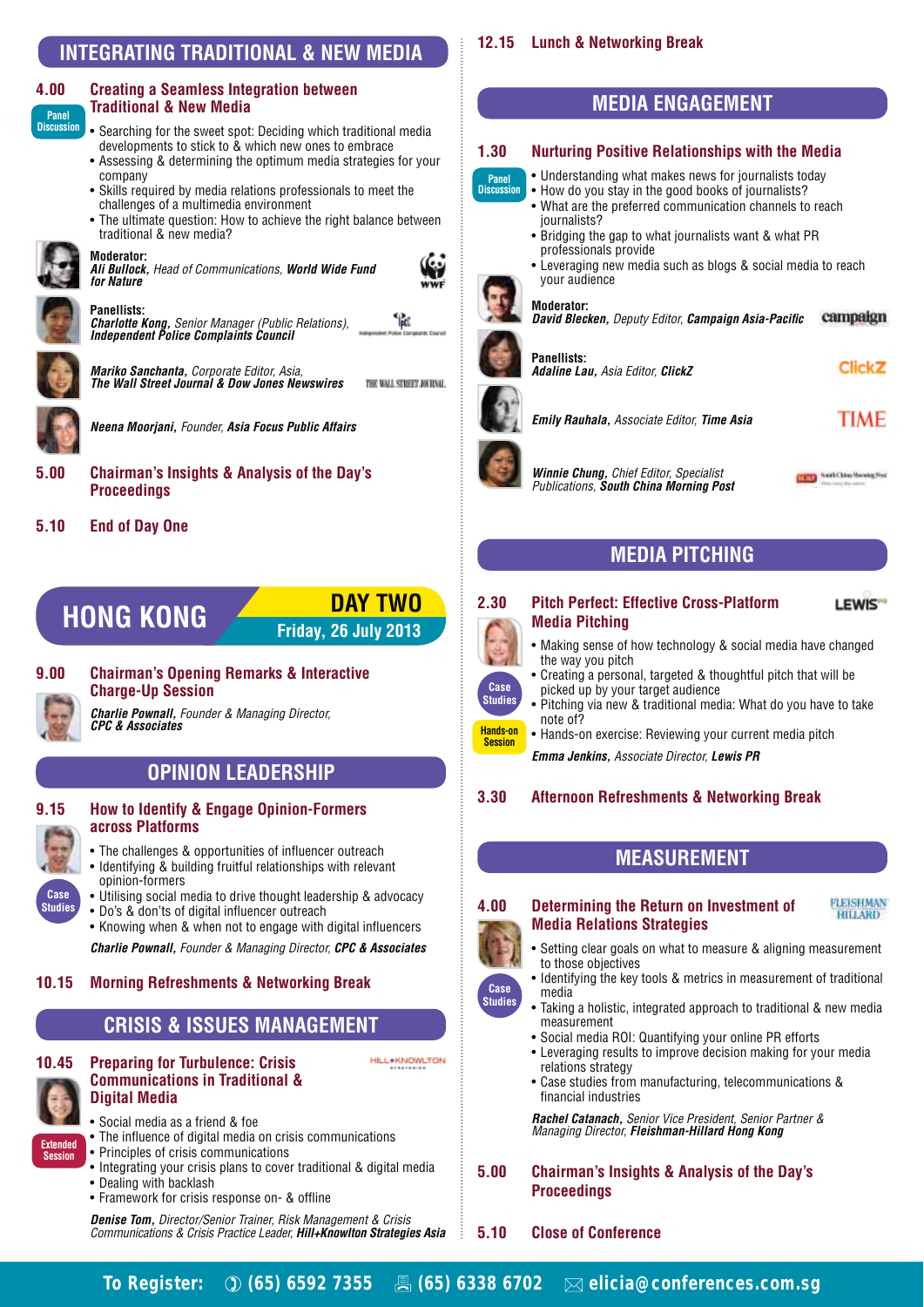## INTEGRATING TRADITIONAL & NEW MEDIA

**4.00 Creating a Seamless Integration between Traditional & New Media**

Panel Discussion

- Searching for the sweet spot: Deciding which traditional media developments to stick to & which new ones to embrace
- Assessing & determining the optimum media strategies for your company
- Skills required by media relations professionals to meet the challenges of a multimedia environment
- The ultimate question: How to achieve the right balance between traditional & new media?

**Moderator:**
***Ali Bullock**, Head of Communications, **World Wide Fund for Nature***

**Panellists:**
***Charlotte Kong**, Senior Manager (Public Relations), **Independent Police Complaints Council***

***Mariko Sanchanta**, Corporate Editor, Asia, **The Wall Street Journal & Dow Jones Newswires***

***Neena Moorjani**, Founder, **Asia Focus Public Affairs***

**5.00 Chairman's Insights & Analysis of the Day's Proceedings**

**5.10 End of Day One**

# HONG KONG — DAY TWO
## Friday, 26 July 2013

**9.00 Chairman's Opening Remarks & Interactive Charge-Up Session**

***Charlie Pownall**, Founder & Managing Director, **CPC & Associates***

## OPINION LEADERSHIP

**9.15 How to Identify & Engage Opinion-Formers across Platforms**

Case Studies

- The challenges & opportunities of influencer outreach
- Identifying & building fruitful relationships with relevant opinion-formers
- Utilising social media to drive thought leadership & advocacy
- Do's & don'ts of digital influencer outreach
- Knowing when & when not to engage with digital influencers

***Charlie Pownall**, Founder & Managing Director, **CPC & Associates***

**10.15 Morning Refreshments & Networking Break**

## CRISIS & ISSUES MANAGEMENT

**10.45 Preparing for Turbulence: Crisis Communications in Traditional & Digital Media**

Extended Session

- Social media as a friend & foe
- The influence of digital media on crisis communications
- Principles of crisis communications
- Integrating your crisis plans to cover traditional & digital media
- Dealing with backlash
- Framework for crisis response on- & offline

***Denise Tom**, Director/Senior Trainer, Risk Management & Crisis Communications & Crisis Practice Leader, **Hill+Knowlton Strategies Asia***

**12.15 Lunch & Networking Break**

## MEDIA ENGAGEMENT

**1.30 Nurturing Positive Relationships with the Media**

Panel Discussion

- Understanding what makes news for journalists today
- How do you stay in the good books of journalists?
- What are the preferred communication channels to reach journalists?
- Bridging the gap to what journalists want & what PR professionals provide
- Leveraging new media such as blogs & social media to reach your audience

**Moderator:**
***David Blecken**, Deputy Editor, **Campaign Asia-Pacific***

**Panellists:**
***Adaline Lau**, Asia Editor, **ClickZ***

***Emily Rauhala**, Associate Editor, **Time Asia***

***Winnie Chung**, Chief Editor, Specialist Publications, **South China Morning Post***

## MEDIA PITCHING

**2.30 Pitch Perfect: Effective Cross-Platform Media Pitching**

Case Studies / Hands-on Session

- Making sense of how technology & social media have changed the way you pitch
- Creating a personal, targeted & thoughtful pitch that will be picked up by your target audience
- Pitching via new & traditional media: What do you have to take note of?
- Hands-on exercise: Reviewing your current media pitch

***Emma Jenkins**, Associate Director, **Lewis PR***

**3.30 Afternoon Refreshments & Networking Break**

## MEASUREMENT

**4.00 Determining the Return on Investment of Media Relations Strategies**

Case Studies

- Setting clear goals on what to measure & aligning measurement to those objectives
- Identifying the key tools & metrics in measurement of traditional media
- Taking a holistic, integrated approach to traditional & new media measurement
- Social media ROI: Quantifying your online PR efforts
- Leveraging results to improve decision making for your media relations strategy
- Case studies from manufacturing, telecommunications & financial industries

***Rachel Catanach**, Senior Vice President, Senior Partner & Managing Director, **Fleishman-Hillard Hong Kong***

**5.00 Chairman's Insights & Analysis of the Day's Proceedings**

**5.10 Close of Conference**

**To Register:** (65) 6592 7355 | (65) 6338 6702 | elicia@conferences.com.sg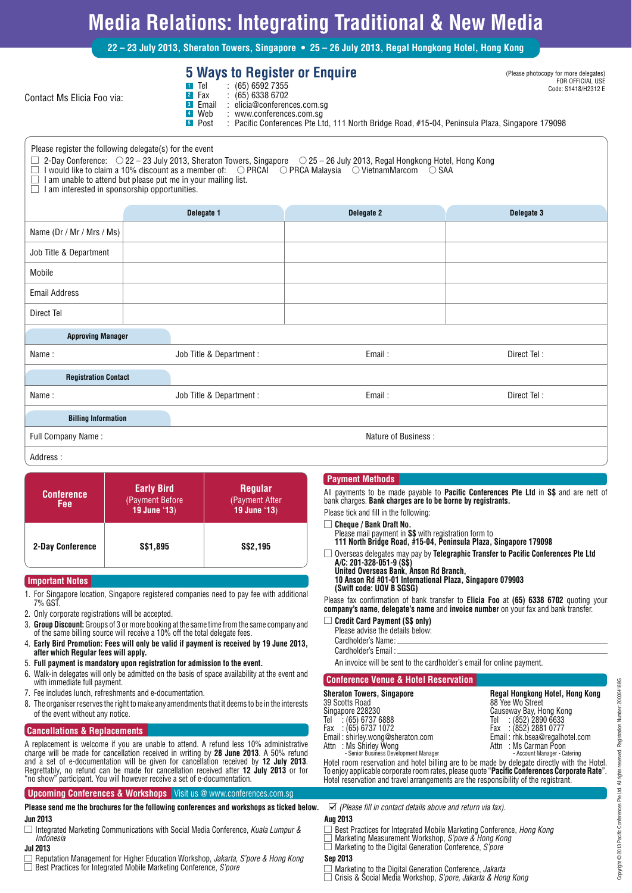# Media Relations: Integrating Traditional & New Media

**22 – 23 July 2013, Sheraton Towers, Singapore • 25 – 26 July 2013, Regal Hongkong Hotel, Hong Kong**

Contact Ms Elicia Foo via:

## 5 Ways to Register or Enquire

1. Tel : (65) 6592 7355
2. Fax : (65) 6338 6702
3. Email : elicia@conferences.com.sg
4. Web : www.conferences.com.sg
5. Post : Pacific Conferences Pte Ltd, 111 North Bridge Road, #15-04, Peninsula Plaza, Singapore 179098

(Please photocopy for more delegates)
FOR OFFICIAL USE
Code: S1418/H2312 E

Please register the following delegate(s) for the event

- ☐ 2-Day Conference: ○ 22 – 23 July 2013, Sheraton Towers, Singapore ○ 25 – 26 July 2013, Regal Hongkong Hotel, Hong Kong
- ☐ I would like to claim a 10% discount as a member of: ○ PRCAI ○ PRCA Malaysia ○ VietnamMarcom ○ SAA
- ☐ I am unable to attend but please put me in your mailing list.
- ☐ I am interested in sponsorship opportunities.

| | Delegate 1 | Delegate 2 | Delegate 3 |
|---|---|---|---|
| Name (Dr / Mr / Mrs / Ms) | | | |
| Job Title & Department | | | |
| Mobile | | | |
| Email Address | | | |
| Direct Tel | | | |

**Approving Manager**

Name : Job Title & Department : Email : Direct Tel :

**Registration Contact**

Name : Job Title & Department : Email : Direct Tel :

**Billing Information**

Full Company Name : Nature of Business :

Address :

| Conference Fee | Early Bird (Payment Before 19 June '13) | Regular (Payment After 19 June '13) |
|---|---|---|
| 2-Day Conference | S$1,895 | S$2,195 |

## Important Notes

1. For Singapore location, Singapore registered companies need to pay fee with additional 7% GST.
2. Only corporate registrations will be accepted.
3. **Group Discount:** Groups of 3 or more booking at the same time from the same company and of the same billing source will receive a 10% off the total delegate fees.
4. **Early Bird Promotion: Fees will only be valid if payment is received by 19 June 2013, after which Regular fees will apply.**
5. **Full payment is mandatory upon registration for admission to the event.**
6. Walk-in delegates will only be admitted on the basis of space availability at the event and with immediate full payment.
7. Fee includes lunch, refreshments and e-documentation.
8. The organiser reserves the right to make any amendments that it deems to be in the interests of the event without any notice.

## Cancellations & Replacements

A replacement is welcome if you are unable to attend. A refund less 10% administrative charge will be made for cancellation received in writing by **28 June 2013**. A 50% refund and a set of e-documentation will be given for cancellation received by **12 July 2013**. Regrettably, no refund can be made for cancellation received after **12 July 2013** or for "no show" participant. You will however receive a set of e-documentation.

## Payment Methods

All payments to be made payable to **Pacific Conferences Pte Ltd** in **S$** and are nett of bank charges. **Bank charges are to be borne by registrants.**

Please tick and fill in the following:

☐ **Cheque / Bank Draft No.**
Please mail payment in **S$** with registration form to
**111 North Bridge Road, #15-04, Peninsula Plaza, Singapore 179098**

☐ Overseas delegates may pay by **Telegraphic Transfer to Pacific Conferences Pte Ltd**
**A/C: 201-328-051-9 (S$)**
**United Overseas Bank, Anson Rd Branch,**
**10 Anson Rd #01-01 International Plaza, Singapore 079903**
**(Swift code: UOV B SGSG)**

Please fax confirmation of bank transfer to **Elicia Foo** at **(65) 6338 6702** quoting your **company's name**, **delegate's name** and **invoice number** on your fax and bank transfer.

☐ **Credit Card Payment (S$ only)**
Please advise the details below:
Cardholder's Name: ____________
Cardholder's Email : ____________
An invoice will be sent to the cardholder's email for online payment.

## Conference Venue & Hotel Reservation

**Sheraton Towers, Singapore**
39 Scotts Road
Singapore 228230
Tel : (65) 6737 6888
Fax : (65) 6737 1072
Email : shirley.wong@sheraton.com
Attn : Ms Shirley Wong
- Senior Business Development Manager

**Regal Hongkong Hotel, Hong Kong**
88 Yee Wo Street
Causeway Bay, Hong Kong
Tel : (852) 2890 6633
Fax : (852) 2881 0777
Email : rhk.bsea@regalhotel.com
Attn : Ms Carman Poon
- Account Manager - Catering

Hotel room reservation and hotel billing are to be made by delegate directly with the Hotel. To enjoy applicable corporate room rates, please quote "**Pacific Conferences Corporate Rate**". Hotel reservation and travel arrangements are the responsibility of the registrant.

## Upcoming Conferences & Workshops

Visit us @ www.conferences.com.sg

**Please send me the brochures for the following conferences and workshops as ticked below.** ☑ *(Please fill in contact details above and return via fax).*

**Jun 2013**
- ☐ Integrated Marketing Communications with Social Media Conference, *Kuala Lumpur & Indonesia*

**Jul 2013**
- ☐ Reputation Management for Higher Education Workshop, *Jakarta, S'pore & Hong Kong*
- ☐ Best Practices for Integrated Mobile Marketing Conference, *S'pore*

**Aug 2013**
- ☐ Best Practices for Integrated Mobile Marketing Conference, *Hong Kong*
- ☐ Marketing Measurement Workshop, *S'pore & Hong Kong*
- ☐ Marketing to the Digital Generation Conference, *S'pore*

**Sep 2013**
- ☐ Marketing to the Digital Generation Conference, *Jakarta*
- ☐ Crisis & Social Media Workshop, *S'pore, Jakarta & Hong Kong*

Copyright © 2013 Pacific Conferences Pte Ltd. All rights reserved. Registration Number: 200004186G